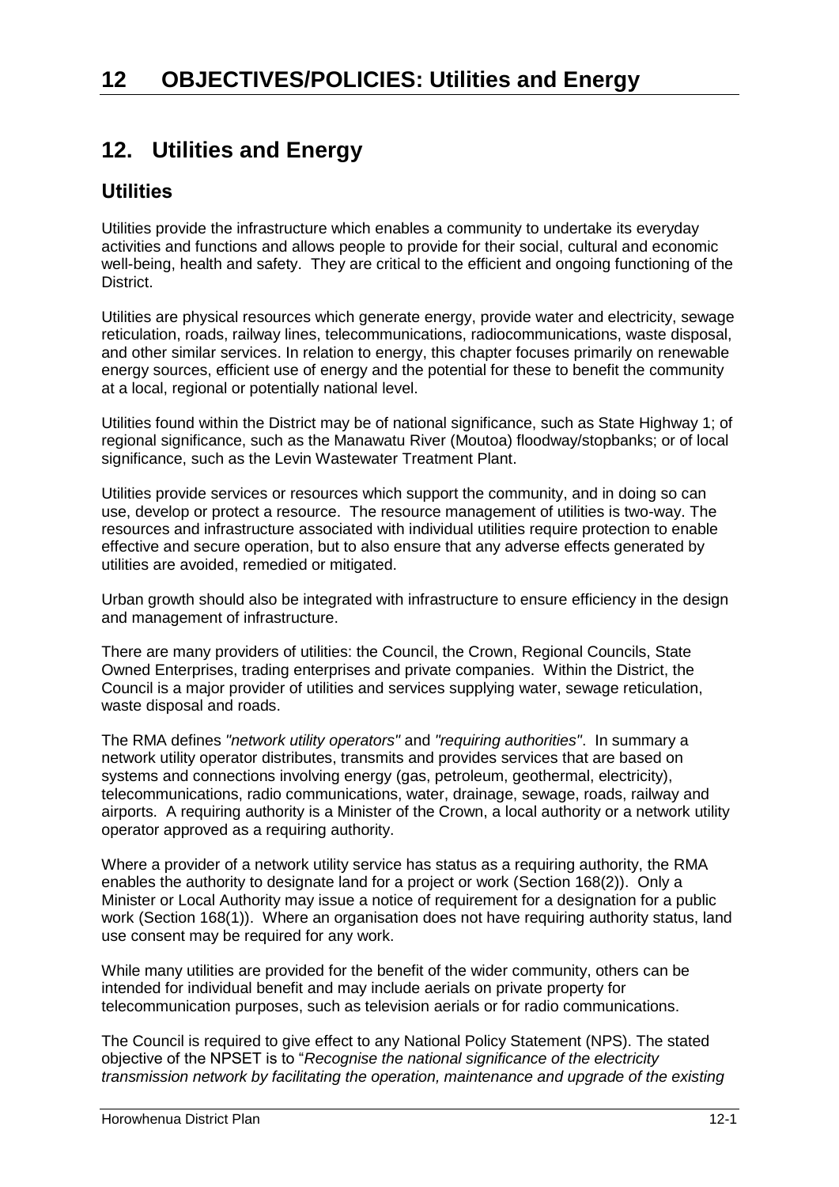# 12 OBJECTIVES/POLICIES: Utilities and Energy

## 12. Utilities and Energy

### Utilities

Utilities provide the infrastructure which enables a community to undertake its everyday activities and functions and allows people to provide for their social, cultural and economic well-being, health and safety. They are critical to the efficient and ongoing functioning of the District.

Utilities are physical resources which generate energy, provide water and electricity, sewage reticulation, roads, railway lines, telecommunications, radiocommunications, waste disposal, and other similar services. In relation to energy, this chapter focuses primarily on renewable energy sources, efficient use of energy and the potential for these to benefit the community at a local, regional or potentially national level.

Utilities found within the District may be of national significance, such as State Highway 1; of regional significance, such as the Manawatu River (Moutoa) floodway/stopbanks; or of local significance, such as the Levin Wastewater Treatment Plant.

Utilities provide services or resources which support the community, and in doing so can use, develop or protect a resource. The resource management of utilities is two-way. The resources and infrastructure associated with individual utilities require protection to enable effective and secure operation, but to also ensure that any adverse effects generated by utilities are avoided, remedied or mitigated.

Urban growth should also be integrated with infrastructure to ensure efficiency in the design and management of infrastructure.

There are many providers of utilities: the Council, the Crown, Regional Councils, State Owned Enterprises, trading enterprises and private companies. Within the District, the Council is a major provider of utilities and services supplying water, sewage reticulation, waste disposal and roads.

The RMA defines *"network utility operators"* and *"requiring authorities"*. In summary a network utility operator distributes, transmits and provides services that are based on systems and connections involving energy (gas, petroleum, geothermal, electricity), telecommunications, radio communications, water, drainage, sewage, roads, railway and airports. A requiring authority is a Minister of the Crown, a local authority or a network utility operator approved as a requiring authority.

Where a provider of a network utility service has status as a requiring authority, the RMA enables the authority to designate land for a project or work (Section 168(2)). Only a Minister or Local Authority may issue a notice of requirement for a designation for a public work (Section 168(1)). Where an organisation does not have requiring authority status, land use consent may be required for any work.

While many utilities are provided for the benefit of the wider community, others can be intended for individual benefit and may include aerials on private property for telecommunication purposes, such as television aerials or for radio communications.

The Council is required to give effect to any National Policy Statement (NPS). The stated objective of the NPSET is to "*Recognise the national significance of the electricity transmission network by facilitating the operation, maintenance and upgrade of the existing*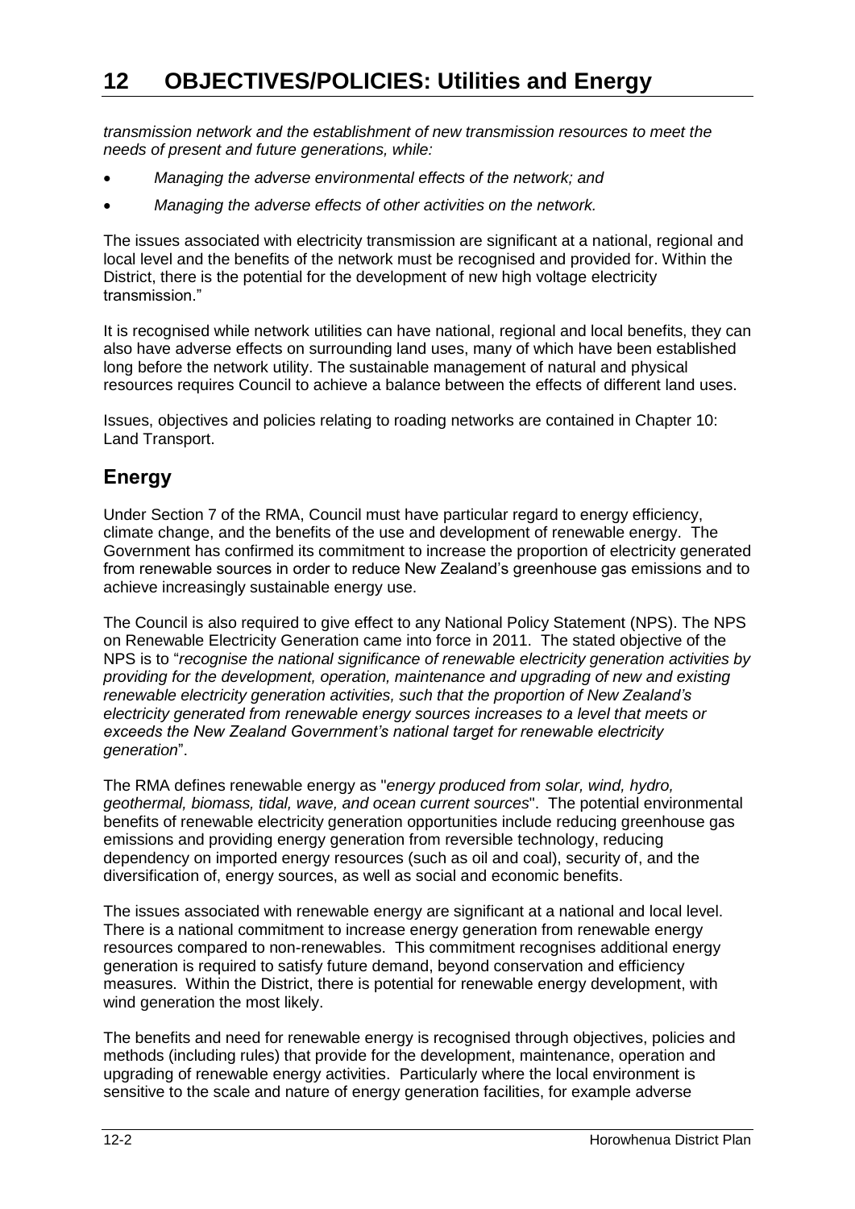*transmission network and the establishment of new transmission resources to meet the needs of present and future generations, while:*

- *Managing the adverse environmental effects of the network; and*
- *Managing the adverse effects of other activities on the network.*

The issues associated with electricity transmission are significant at a national, regional and local level and the benefits of the network must be recognised and provided for. Within the District, there is the potential for the development of new high voltage electricity transmission."

It is recognised while network utilities can have national, regional and local benefits, they can also have adverse effects on surrounding land uses, many of which have been established long before the network utility. The sustainable management of natural and physical resources requires Council to achieve a balance between the effects of different land uses.

Issues, objectives and policies relating to roading networks are contained in Chapter 10: Land Transport.

## Energy

Under Section 7 of the RMA, Council must have particular regard to energy efficiency, climate change, and the benefits of the use and development of renewable energy. The Government has confirmed its commitment to increase the proportion of electricity generated from renewable sources in order to reduce New Zealand's greenhouse gas emissions and to achieve increasingly sustainable energy use.

The Council is also required to give effect to any National Policy Statement (NPS). The NPS on Renewable Electricity Generation came into force in 2011. The stated objective of the NPS is to "*recognise the national significance of renewable electricity generation activities by providing for the development, operation, maintenance and upgrading of new and existing renewable electricity generation activities, such that the proportion of New Zealand's electricity generated from renewable energy sources increases to a level that meets or exceeds the New Zealand Government's national target for renewable electricity generation*".

The RMA defines renewable energy as "*energy produced from solar, wind, hydro, geothermal, biomass, tidal, wave, and ocean current sources*". The potential environmental benefits of renewable electricity generation opportunities include reducing greenhouse gas emissions and providing energy generation from reversible technology, reducing dependency on imported energy resources (such as oil and coal), security of, and the diversification of, energy sources, as well as social and economic benefits.

The issues associated with renewable energy are significant at a national and local level. There is a national commitment to increase energy generation from renewable energy resources compared to non-renewables. This commitment recognises additional energy generation is required to satisfy future demand, beyond conservation and efficiency measures. Within the District, there is potential for renewable energy development, with wind generation the most likely.

The benefits and need for renewable energy is recognised through objectives, policies and methods (including rules) that provide for the development, maintenance, operation and upgrading of renewable energy activities. Particularly where the local environment is sensitive to the scale and nature of energy generation facilities, for example adverse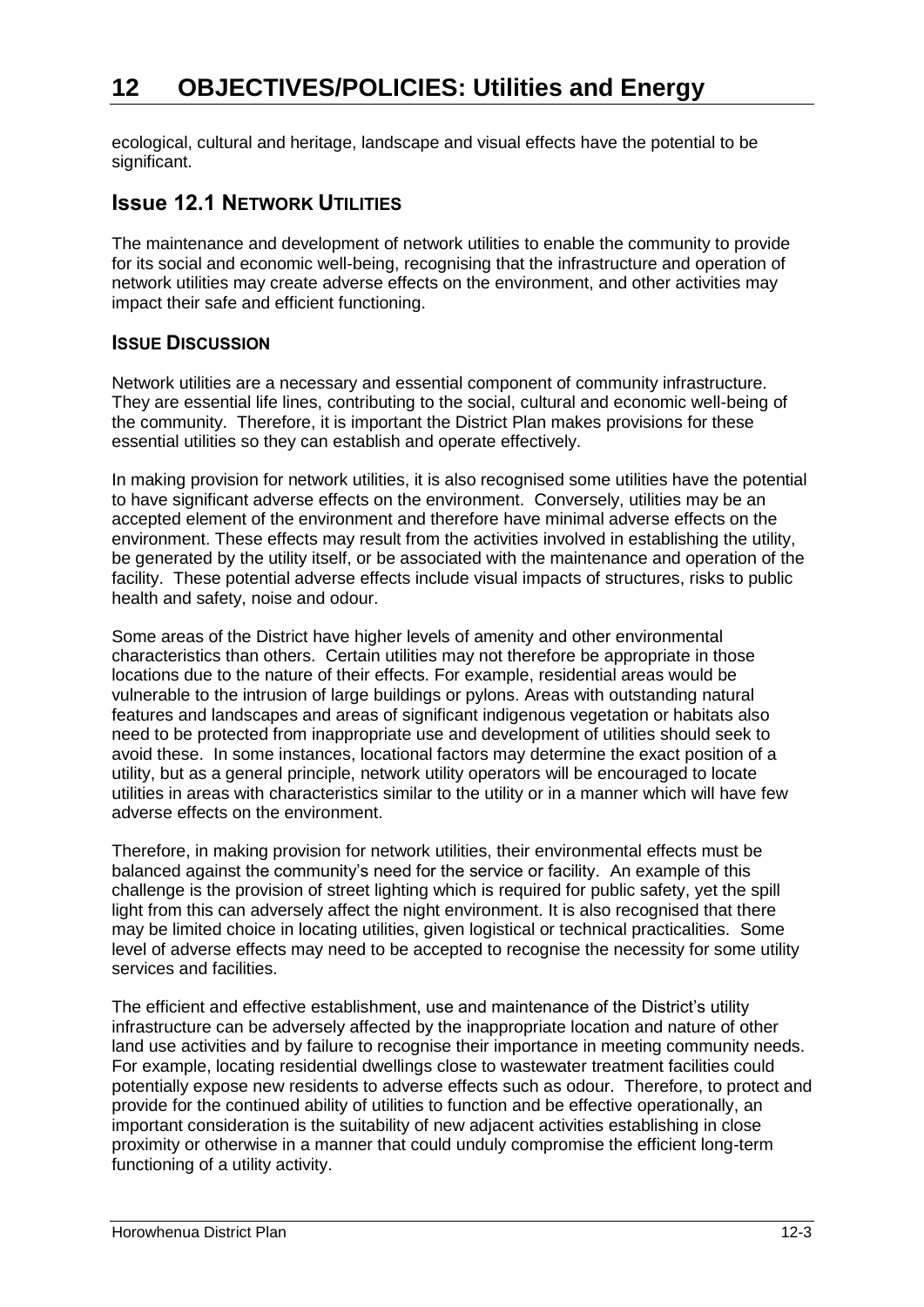ecological, cultural and heritage, landscape and visual effects have the potential to be significant.

## Issue 12.1 NETWORK UTILITIES

The maintenance and development of network utilities to enable the community to provide for its social and economic well-being, recognising that the infrastructure and operation of network utilities may create adverse effects on the environment, and other activities may impact their safe and efficient functioning.

### ISSUE DISCUSSION

Network utilities are a necessary and essential component of community infrastructure. They are essential life lines, contributing to the social, cultural and economic well-being of the community. Therefore, it is important the District Plan makes provisions for these essential utilities so they can establish and operate effectively.

In making provision for network utilities, it is also recognised some utilities have the potential to have significant adverse effects on the environment. Conversely, utilities may be an accepted element of the environment and therefore have minimal adverse effects on the environment. These effects may result from the activities involved in establishing the utility, be generated by the utility itself, or be associated with the maintenance and operation of the facility. These potential adverse effects include visual impacts of structures, risks to public health and safety, noise and odour.

Some areas of the District have higher levels of amenity and other environmental characteristics than others. Certain utilities may not therefore be appropriate in those locations due to the nature of their effects. For example, residential areas would be vulnerable to the intrusion of large buildings or pylons. Areas with outstanding natural features and landscapes and areas of significant indigenous vegetation or habitats also need to be protected from inappropriate use and development of utilities should seek to avoid these. In some instances, locational factors may determine the exact position of a utility, but as a general principle, network utility operators will be encouraged to locate utilities in areas with characteristics similar to the utility or in a manner which will have few adverse effects on the environment.

Therefore, in making provision for network utilities, their environmental effects must be balanced against the community's need for the service or facility. An example of this challenge is the provision of street lighting which is required for public safety, yet the spill light from this can adversely affect the night environment. It is also recognised that there may be limited choice in locating utilities, given logistical or technical practicalities. Some level of adverse effects may need to be accepted to recognise the necessity for some utility services and facilities.

The efficient and effective establishment, use and maintenance of the District's utility infrastructure can be adversely affected by the inappropriate location and nature of other land use activities and by failure to recognise their importance in meeting community needs. For example, locating residential dwellings close to wastewater treatment facilities could potentially expose new residents to adverse effects such as odour. Therefore, to protect and provide for the continued ability of utilities to function and be effective operationally, an important consideration is the suitability of new adjacent activities establishing in close proximity or otherwise in a manner that could unduly compromise the efficient long-term functioning of a utility activity.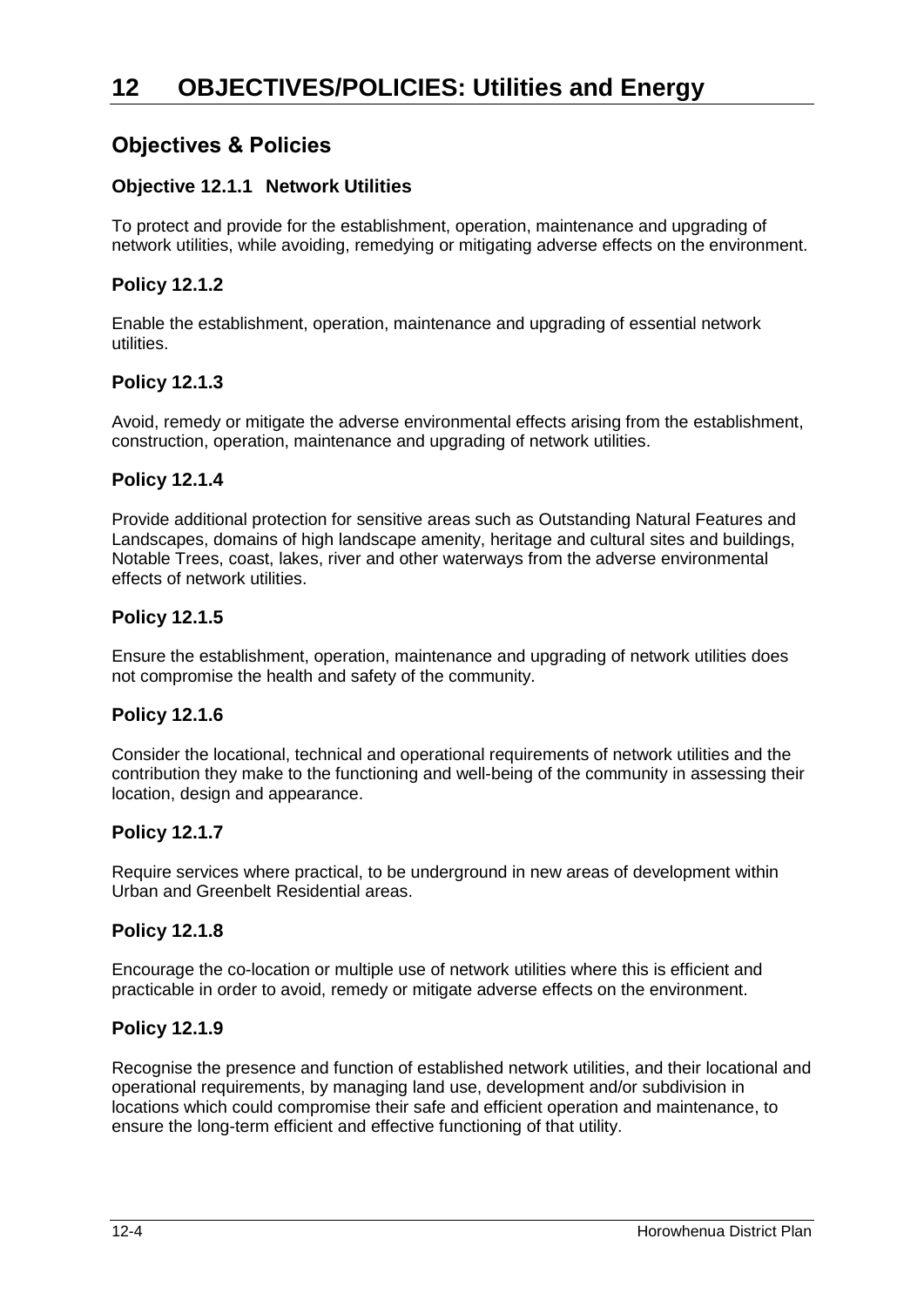# 12 OBJECTIVES/POLICIES: Utilities and Energy

## Objectives & Policies

### Objective 12.1.1 Network Utilities

To protect and provide for the establishment, operation, maintenance and upgrading of network utilities, while avoiding, remedying or mitigating adverse effects on the environment.

### Policy 12.1.2

Enable the establishment, operation, maintenance and upgrading of essential network utilities.

### Policy 12.1.3

Avoid, remedy or mitigate the adverse environmental effects arising from the establishment, construction, operation, maintenance and upgrading of network utilities.

### Policy 12.1.4

Provide additional protection for sensitive areas such as Outstanding Natural Features and Landscapes, domains of high landscape amenity, heritage and cultural sites and buildings, Notable Trees, coast, lakes, river and other waterways from the adverse environmental effects of network utilities.

### Policy 12.1.5

Ensure the establishment, operation, maintenance and upgrading of network utilities does not compromise the health and safety of the community.

### Policy 12.1.6

Consider the locational, technical and operational requirements of network utilities and the contribution they make to the functioning and well-being of the community in assessing their location, design and appearance.

### Policy 12.1.7

Require services where practical, to be underground in new areas of development within Urban and Greenbelt Residential areas.

### Policy 12.1.8

Encourage the co-location or multiple use of network utilities where this is efficient and practicable in order to avoid, remedy or mitigate adverse effects on the environment.

### Policy 12.1.9

Recognise the presence and function of established network utilities, and their locational and operational requirements, by managing land use, development and/or subdivision in locations which could compromise their safe and efficient operation and maintenance, to ensure the long-term efficient and effective functioning of that utility.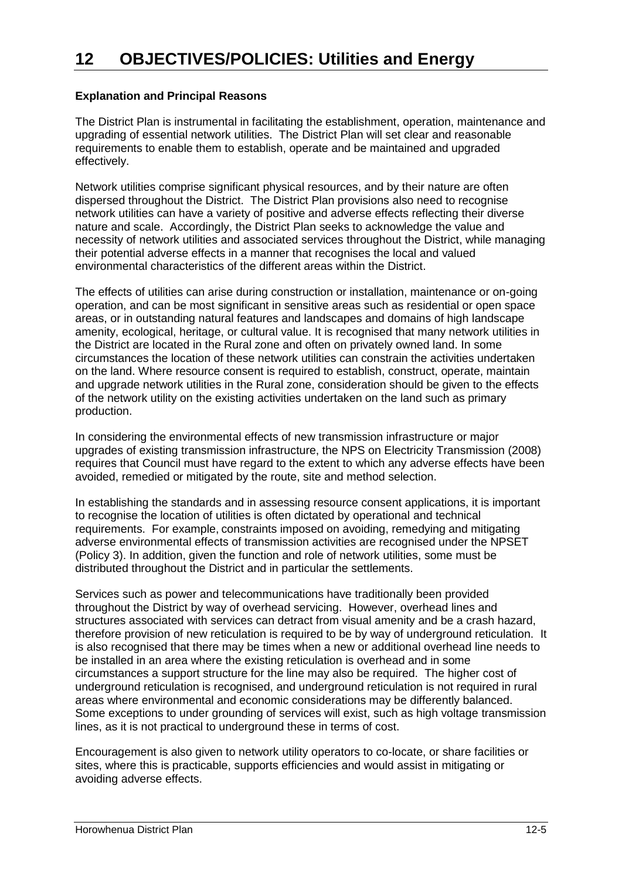# 12 OBJECTIVES/POLICIES: Utilities and Energy

**Explanation and Principal Reasons**

The District Plan is instrumental in facilitating the establishment, operation, maintenance and upgrading of essential network utilities. The District Plan will set clear and reasonable requirements to enable them to establish, operate and be maintained and upgraded effectively.

Network utilities comprise significant physical resources, and by their nature are often dispersed throughout the District. The District Plan provisions also need to recognise network utilities can have a variety of positive and adverse effects reflecting their diverse nature and scale. Accordingly, the District Plan seeks to acknowledge the value and necessity of network utilities and associated services throughout the District, while managing their potential adverse effects in a manner that recognises the local and valued environmental characteristics of the different areas within the District.

The effects of utilities can arise during construction or installation, maintenance or on-going operation, and can be most significant in sensitive areas such as residential or open space areas, or in outstanding natural features and landscapes and domains of high landscape amenity, ecological, heritage, or cultural value. It is recognised that many network utilities in the District are located in the Rural zone and often on privately owned land. In some circumstances the location of these network utilities can constrain the activities undertaken on the land. Where resource consent is required to establish, construct, operate, maintain and upgrade network utilities in the Rural zone, consideration should be given to the effects of the network utility on the existing activities undertaken on the land such as primary production.

In considering the environmental effects of new transmission infrastructure or major upgrades of existing transmission infrastructure, the NPS on Electricity Transmission (2008) requires that Council must have regard to the extent to which any adverse effects have been avoided, remedied or mitigated by the route, site and method selection.

In establishing the standards and in assessing resource consent applications, it is important to recognise the location of utilities is often dictated by operational and technical requirements. For example, constraints imposed on avoiding, remedying and mitigating adverse environmental effects of transmission activities are recognised under the NPSET (Policy 3). In addition, given the function and role of network utilities, some must be distributed throughout the District and in particular the settlements.

Services such as power and telecommunications have traditionally been provided throughout the District by way of overhead servicing. However, overhead lines and structures associated with services can detract from visual amenity and be a crash hazard, therefore provision of new reticulation is required to be by way of underground reticulation. It is also recognised that there may be times when a new or additional overhead line needs to be installed in an area where the existing reticulation is overhead and in some circumstances a support structure for the line may also be required. The higher cost of underground reticulation is recognised, and underground reticulation is not required in rural areas where environmental and economic considerations may be differently balanced. Some exceptions to under grounding of services will exist, such as high voltage transmission lines, as it is not practical to underground these in terms of cost.

Encouragement is also given to network utility operators to co-locate, or share facilities or sites, where this is practicable, supports efficiencies and would assist in mitigating or avoiding adverse effects.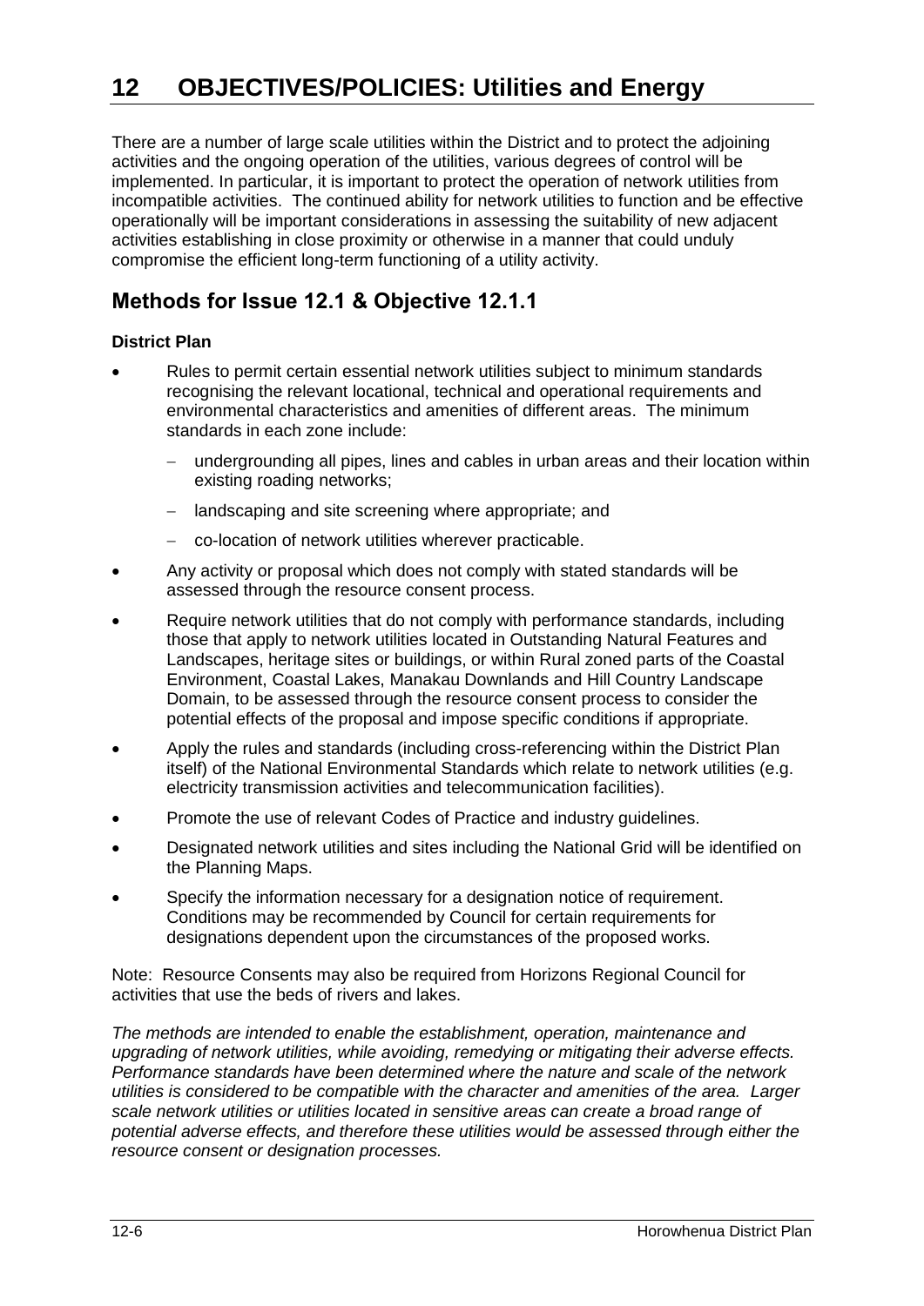# 12 OBJECTIVES/POLICIES: Utilities and Energy

There are a number of large scale utilities within the District and to protect the adjoining activities and the ongoing operation of the utilities, various degrees of control will be implemented. In particular, it is important to protect the operation of network utilities from incompatible activities. The continued ability for network utilities to function and be effective operationally will be important considerations in assessing the suitability of new adjacent activities establishing in close proximity or otherwise in a manner that could unduly compromise the efficient long-term functioning of a utility activity.

## Methods for Issue 12.1 & Objective 12.1.1

**District Plan**

- Rules to permit certain essential network utilities subject to minimum standards recognising the relevant locational, technical and operational requirements and environmental characteristics and amenities of different areas. The minimum standards in each zone include:
  - undergrounding all pipes, lines and cables in urban areas and their location within existing roading networks;
  - landscaping and site screening where appropriate; and
  - co-location of network utilities wherever practicable.
- Any activity or proposal which does not comply with stated standards will be assessed through the resource consent process.
- Require network utilities that do not comply with performance standards, including those that apply to network utilities located in Outstanding Natural Features and Landscapes, heritage sites or buildings, or within Rural zoned parts of the Coastal Environment, Coastal Lakes, Manakau Downlands and Hill Country Landscape Domain, to be assessed through the resource consent process to consider the potential effects of the proposal and impose specific conditions if appropriate.
- Apply the rules and standards (including cross-referencing within the District Plan itself) of the National Environmental Standards which relate to network utilities (e.g. electricity transmission activities and telecommunication facilities).
- Promote the use of relevant Codes of Practice and industry guidelines.
- Designated network utilities and sites including the National Grid will be identified on the Planning Maps.
- Specify the information necessary for a designation notice of requirement. Conditions may be recommended by Council for certain requirements for designations dependent upon the circumstances of the proposed works.

Note: Resource Consents may also be required from Horizons Regional Council for activities that use the beds of rivers and lakes.

*The methods are intended to enable the establishment, operation, maintenance and upgrading of network utilities, while avoiding, remedying or mitigating their adverse effects. Performance standards have been determined where the nature and scale of the network utilities is considered to be compatible with the character and amenities of the area. Larger scale network utilities or utilities located in sensitive areas can create a broad range of potential adverse effects, and therefore these utilities would be assessed through either the resource consent or designation processes.*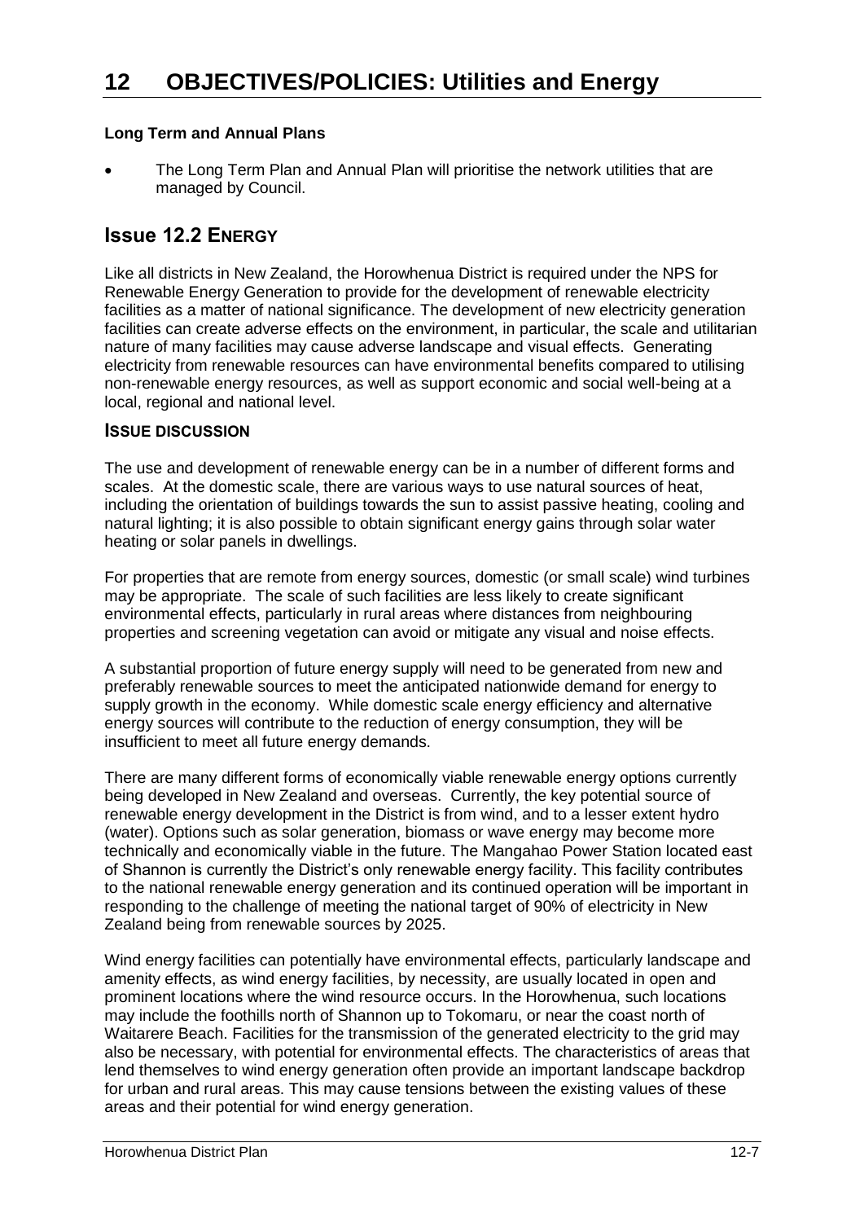# 12 OBJECTIVES/POLICIES: Utilities and Energy

**Long Term and Annual Plans**

- The Long Term Plan and Annual Plan will prioritise the network utilities that are managed by Council.

## Issue 12.2 ENERGY

Like all districts in New Zealand, the Horowhenua District is required under the NPS for Renewable Energy Generation to provide for the development of renewable electricity facilities as a matter of national significance. The development of new electricity generation facilities can create adverse effects on the environment, in particular, the scale and utilitarian nature of many facilities may cause adverse landscape and visual effects. Generating electricity from renewable resources can have environmental benefits compared to utilising non-renewable energy resources, as well as support economic and social well-being at a local, regional and national level.

### ISSUE DISCUSSION

The use and development of renewable energy can be in a number of different forms and scales. At the domestic scale, there are various ways to use natural sources of heat, including the orientation of buildings towards the sun to assist passive heating, cooling and natural lighting; it is also possible to obtain significant energy gains through solar water heating or solar panels in dwellings.

For properties that are remote from energy sources, domestic (or small scale) wind turbines may be appropriate. The scale of such facilities are less likely to create significant environmental effects, particularly in rural areas where distances from neighbouring properties and screening vegetation can avoid or mitigate any visual and noise effects.

A substantial proportion of future energy supply will need to be generated from new and preferably renewable sources to meet the anticipated nationwide demand for energy to supply growth in the economy. While domestic scale energy efficiency and alternative energy sources will contribute to the reduction of energy consumption, they will be insufficient to meet all future energy demands.

There are many different forms of economically viable renewable energy options currently being developed in New Zealand and overseas. Currently, the key potential source of renewable energy development in the District is from wind, and to a lesser extent hydro (water). Options such as solar generation, biomass or wave energy may become more technically and economically viable in the future. The Mangahao Power Station located east of Shannon is currently the District's only renewable energy facility. This facility contributes to the national renewable energy generation and its continued operation will be important in responding to the challenge of meeting the national target of 90% of electricity in New Zealand being from renewable sources by 2025.

Wind energy facilities can potentially have environmental effects, particularly landscape and amenity effects, as wind energy facilities, by necessity, are usually located in open and prominent locations where the wind resource occurs. In the Horowhenua, such locations may include the foothills north of Shannon up to Tokomaru, or near the coast north of Waitarere Beach. Facilities for the transmission of the generated electricity to the grid may also be necessary, with potential for environmental effects. The characteristics of areas that lend themselves to wind energy generation often provide an important landscape backdrop for urban and rural areas. This may cause tensions between the existing values of these areas and their potential for wind energy generation.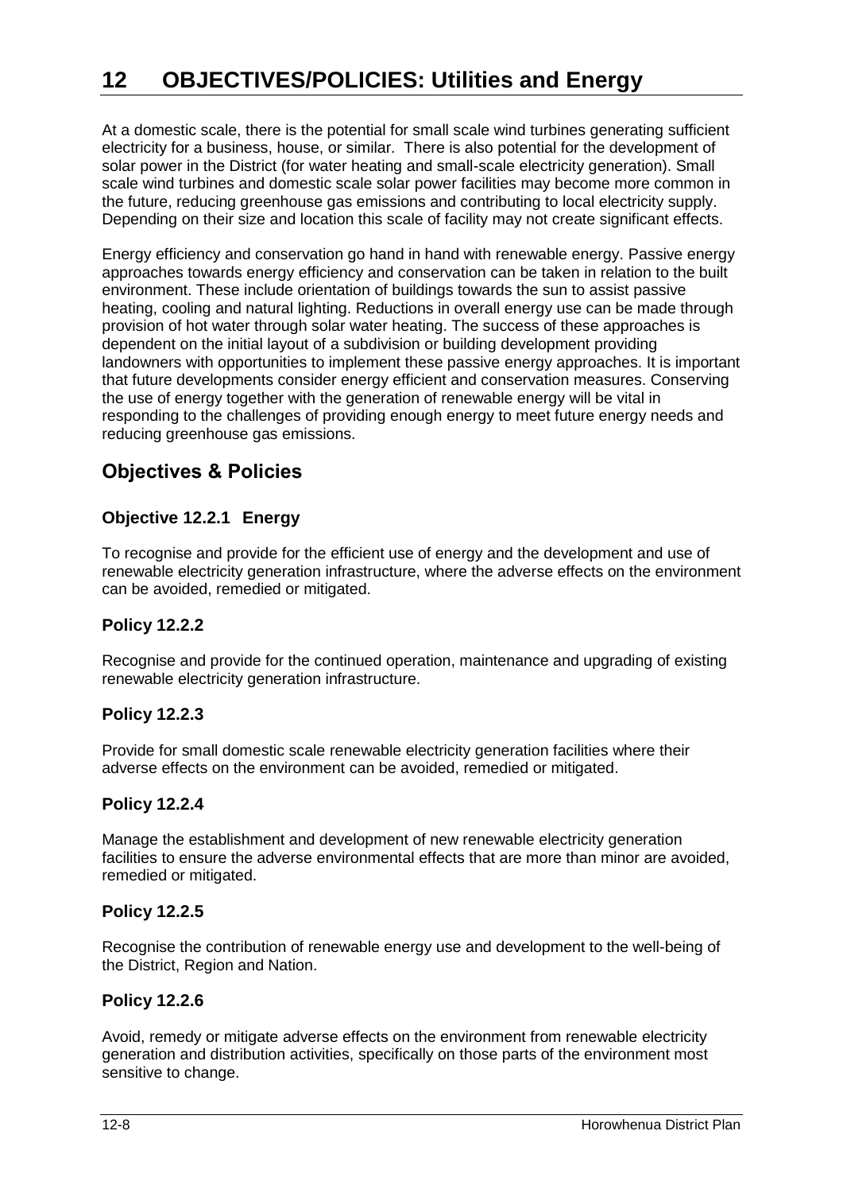# 12 OBJECTIVES/POLICIES: Utilities and Energy

At a domestic scale, there is the potential for small scale wind turbines generating sufficient electricity for a business, house, or similar. There is also potential for the development of solar power in the District (for water heating and small-scale electricity generation). Small scale wind turbines and domestic scale solar power facilities may become more common in the future, reducing greenhouse gas emissions and contributing to local electricity supply. Depending on their size and location this scale of facility may not create significant effects.

Energy efficiency and conservation go hand in hand with renewable energy. Passive energy approaches towards energy efficiency and conservation can be taken in relation to the built environment. These include orientation of buildings towards the sun to assist passive heating, cooling and natural lighting. Reductions in overall energy use can be made through provision of hot water through solar water heating. The success of these approaches is dependent on the initial layout of a subdivision or building development providing landowners with opportunities to implement these passive energy approaches. It is important that future developments consider energy efficient and conservation measures. Conserving the use of energy together with the generation of renewable energy will be vital in responding to the challenges of providing enough energy to meet future energy needs and reducing greenhouse gas emissions.

## Objectives & Policies

### Objective 12.2.1 Energy

To recognise and provide for the efficient use of energy and the development and use of renewable electricity generation infrastructure, where the adverse effects on the environment can be avoided, remedied or mitigated.

### Policy 12.2.2

Recognise and provide for the continued operation, maintenance and upgrading of existing renewable electricity generation infrastructure.

### Policy 12.2.3

Provide for small domestic scale renewable electricity generation facilities where their adverse effects on the environment can be avoided, remedied or mitigated.

### Policy 12.2.4

Manage the establishment and development of new renewable electricity generation facilities to ensure the adverse environmental effects that are more than minor are avoided, remedied or mitigated.

### Policy 12.2.5

Recognise the contribution of renewable energy use and development to the well-being of the District, Region and Nation.

### Policy 12.2.6

Avoid, remedy or mitigate adverse effects on the environment from renewable electricity generation and distribution activities, specifically on those parts of the environment most sensitive to change.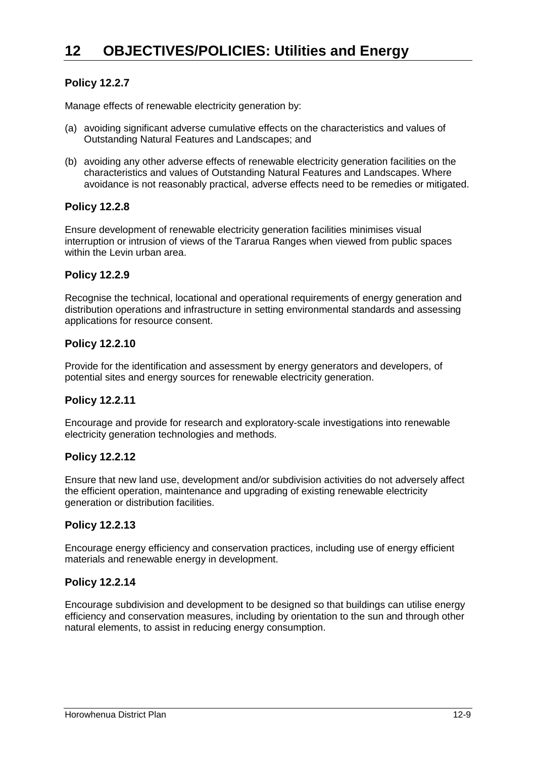# 12 OBJECTIVES/POLICIES: Utilities and Energy

### Policy 12.2.7

Manage effects of renewable electricity generation by:

(a) avoiding significant adverse cumulative effects on the characteristics and values of Outstanding Natural Features and Landscapes; and

(b) avoiding any other adverse effects of renewable electricity generation facilities on the characteristics and values of Outstanding Natural Features and Landscapes. Where avoidance is not reasonably practical, adverse effects need to be remedies or mitigated.

### Policy 12.2.8

Ensure development of renewable electricity generation facilities minimises visual interruption or intrusion of views of the Tararua Ranges when viewed from public spaces within the Levin urban area.

### Policy 12.2.9

Recognise the technical, locational and operational requirements of energy generation and distribution operations and infrastructure in setting environmental standards and assessing applications for resource consent.

### Policy 12.2.10

Provide for the identification and assessment by energy generators and developers, of potential sites and energy sources for renewable electricity generation.

### Policy 12.2.11

Encourage and provide for research and exploratory-scale investigations into renewable electricity generation technologies and methods.

### Policy 12.2.12

Ensure that new land use, development and/or subdivision activities do not adversely affect the efficient operation, maintenance and upgrading of existing renewable electricity generation or distribution facilities.

### Policy 12.2.13

Encourage energy efficiency and conservation practices, including use of energy efficient materials and renewable energy in development.

### Policy 12.2.14

Encourage subdivision and development to be designed so that buildings can utilise energy efficiency and conservation measures, including by orientation to the sun and through other natural elements, to assist in reducing energy consumption.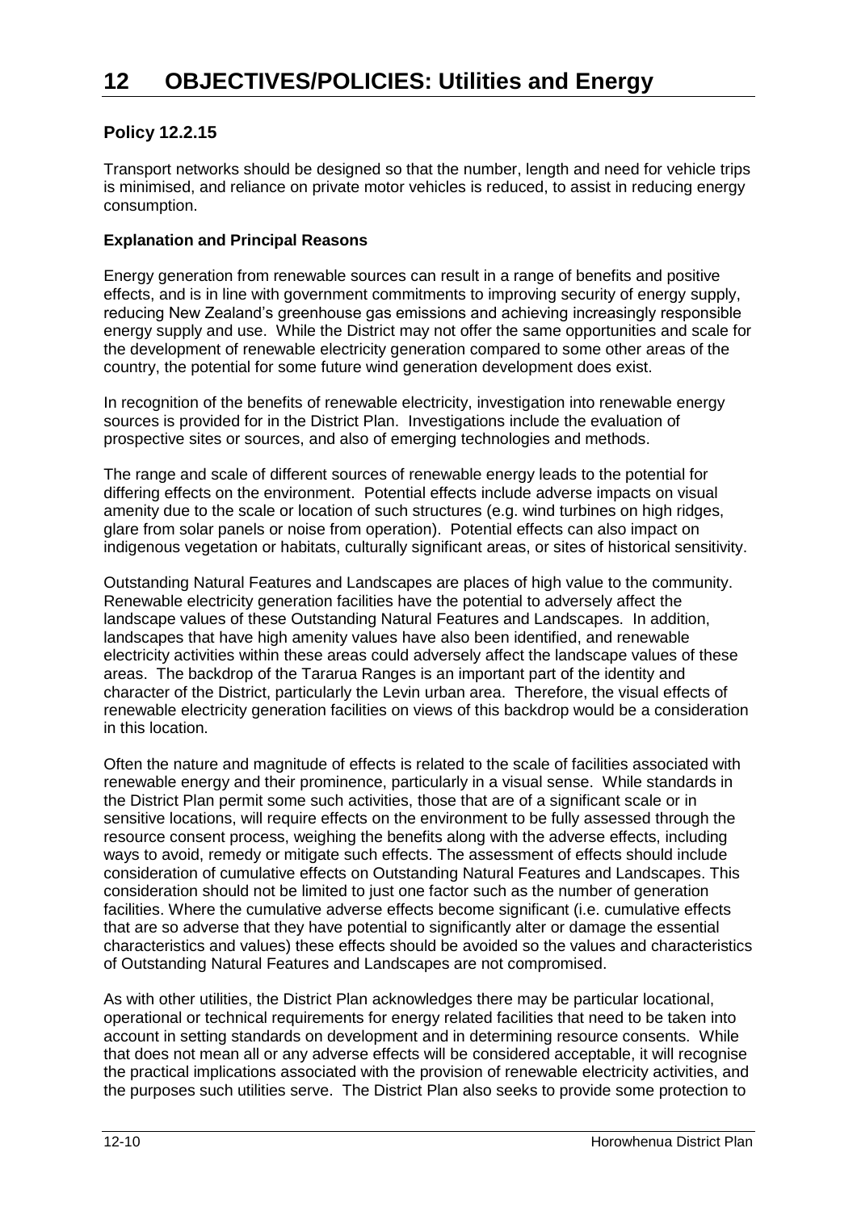# 12 OBJECTIVES/POLICIES: Utilities and Energy

### Policy 12.2.15

Transport networks should be designed so that the number, length and need for vehicle trips is minimised, and reliance on private motor vehicles is reduced, to assist in reducing energy consumption.

#### Explanation and Principal Reasons

Energy generation from renewable sources can result in a range of benefits and positive effects, and is in line with government commitments to improving security of energy supply, reducing New Zealand's greenhouse gas emissions and achieving increasingly responsible energy supply and use. While the District may not offer the same opportunities and scale for the development of renewable electricity generation compared to some other areas of the country, the potential for some future wind generation development does exist.

In recognition of the benefits of renewable electricity, investigation into renewable energy sources is provided for in the District Plan. Investigations include the evaluation of prospective sites or sources, and also of emerging technologies and methods.

The range and scale of different sources of renewable energy leads to the potential for differing effects on the environment. Potential effects include adverse impacts on visual amenity due to the scale or location of such structures (e.g. wind turbines on high ridges, glare from solar panels or noise from operation). Potential effects can also impact on indigenous vegetation or habitats, culturally significant areas, or sites of historical sensitivity.

Outstanding Natural Features and Landscapes are places of high value to the community. Renewable electricity generation facilities have the potential to adversely affect the landscape values of these Outstanding Natural Features and Landscapes. In addition, landscapes that have high amenity values have also been identified, and renewable electricity activities within these areas could adversely affect the landscape values of these areas. The backdrop of the Tararua Ranges is an important part of the identity and character of the District, particularly the Levin urban area. Therefore, the visual effects of renewable electricity generation facilities on views of this backdrop would be a consideration in this location.

Often the nature and magnitude of effects is related to the scale of facilities associated with renewable energy and their prominence, particularly in a visual sense. While standards in the District Plan permit some such activities, those that are of a significant scale or in sensitive locations, will require effects on the environment to be fully assessed through the resource consent process, weighing the benefits along with the adverse effects, including ways to avoid, remedy or mitigate such effects. The assessment of effects should include consideration of cumulative effects on Outstanding Natural Features and Landscapes. This consideration should not be limited to just one factor such as the number of generation facilities. Where the cumulative adverse effects become significant (i.e. cumulative effects that are so adverse that they have potential to significantly alter or damage the essential characteristics and values) these effects should be avoided so the values and characteristics of Outstanding Natural Features and Landscapes are not compromised.

As with other utilities, the District Plan acknowledges there may be particular locational, operational or technical requirements for energy related facilities that need to be taken into account in setting standards on development and in determining resource consents. While that does not mean all or any adverse effects will be considered acceptable, it will recognise the practical implications associated with the provision of renewable electricity activities, and the purposes such utilities serve. The District Plan also seeks to provide some protection to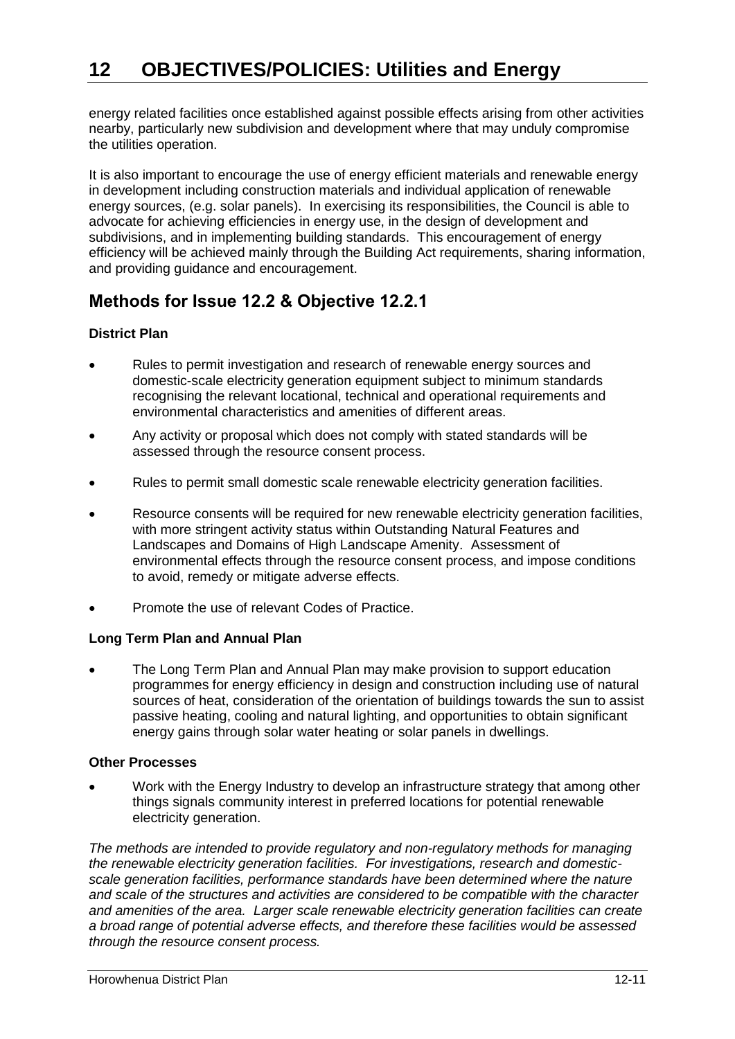energy related facilities once established against possible effects arising from other activities nearby, particularly new subdivision and development where that may unduly compromise the utilities operation.

It is also important to encourage the use of energy efficient materials and renewable energy in development including construction materials and individual application of renewable energy sources, (e.g. solar panels). In exercising its responsibilities, the Council is able to advocate for achieving efficiencies in energy use, in the design of development and subdivisions, and in implementing building standards. This encouragement of energy efficiency will be achieved mainly through the Building Act requirements, sharing information, and providing guidance and encouragement.

## Methods for Issue 12.2 & Objective 12.2.1

**District Plan**

- Rules to permit investigation and research of renewable energy sources and domestic-scale electricity generation equipment subject to minimum standards recognising the relevant locational, technical and operational requirements and environmental characteristics and amenities of different areas.
- Any activity or proposal which does not comply with stated standards will be assessed through the resource consent process.
- Rules to permit small domestic scale renewable electricity generation facilities.
- Resource consents will be required for new renewable electricity generation facilities, with more stringent activity status within Outstanding Natural Features and Landscapes and Domains of High Landscape Amenity. Assessment of environmental effects through the resource consent process, and impose conditions to avoid, remedy or mitigate adverse effects.
- Promote the use of relevant Codes of Practice.

**Long Term Plan and Annual Plan**

- The Long Term Plan and Annual Plan may make provision to support education programmes for energy efficiency in design and construction including use of natural sources of heat, consideration of the orientation of buildings towards the sun to assist passive heating, cooling and natural lighting, and opportunities to obtain significant energy gains through solar water heating or solar panels in dwellings.

**Other Processes**

- Work with the Energy Industry to develop an infrastructure strategy that among other things signals community interest in preferred locations for potential renewable electricity generation.

*The methods are intended to provide regulatory and non-regulatory methods for managing the renewable electricity generation facilities. For investigations, research and domestic-scale generation facilities, performance standards have been determined where the nature and scale of the structures and activities are considered to be compatible with the character and amenities of the area. Larger scale renewable electricity generation facilities can create a broad range of potential adverse effects, and therefore these facilities would be assessed through the resource consent process.*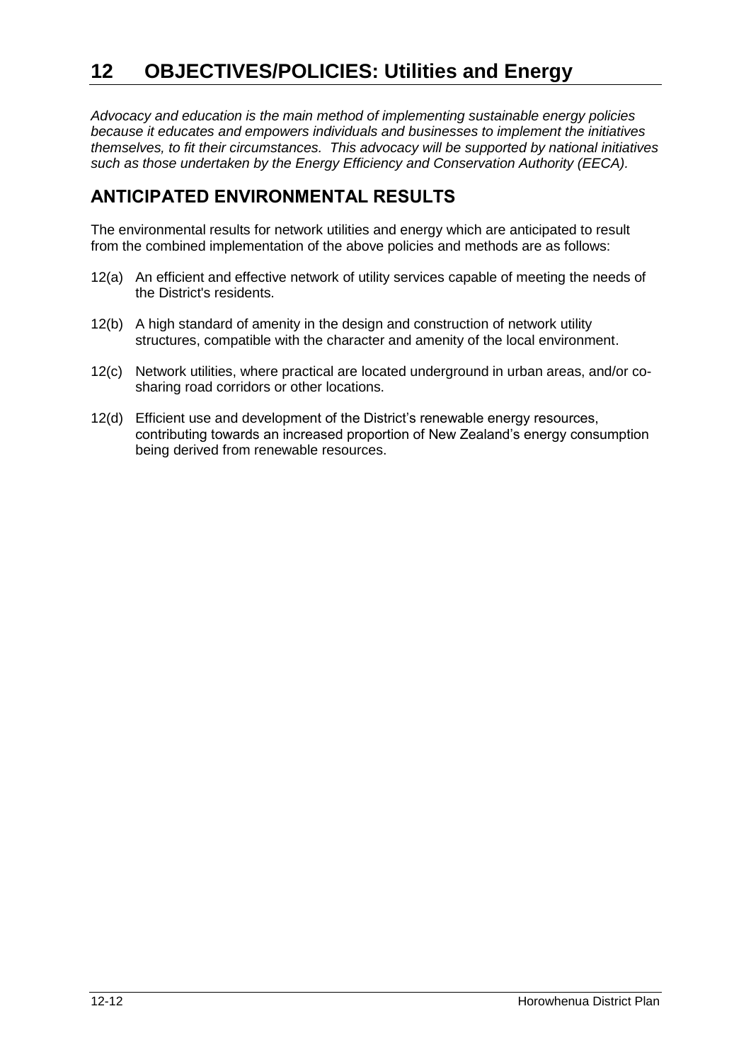# 12 OBJECTIVES/POLICIES: Utilities and Energy

*Advocacy and education is the main method of implementing sustainable energy policies because it educates and empowers individuals and businesses to implement the initiatives themselves, to fit their circumstances. This advocacy will be supported by national initiatives such as those undertaken by the Energy Efficiency and Conservation Authority (EECA).*

## ANTICIPATED ENVIRONMENTAL RESULTS

The environmental results for network utilities and energy which are anticipated to result from the combined implementation of the above policies and methods are as follows:

12(a) An efficient and effective network of utility services capable of meeting the needs of the District's residents.

12(b) A high standard of amenity in the design and construction of network utility structures, compatible with the character and amenity of the local environment.

12(c) Network utilities, where practical are located underground in urban areas, and/or co-sharing road corridors or other locations.

12(d) Efficient use and development of the District's renewable energy resources, contributing towards an increased proportion of New Zealand's energy consumption being derived from renewable resources.